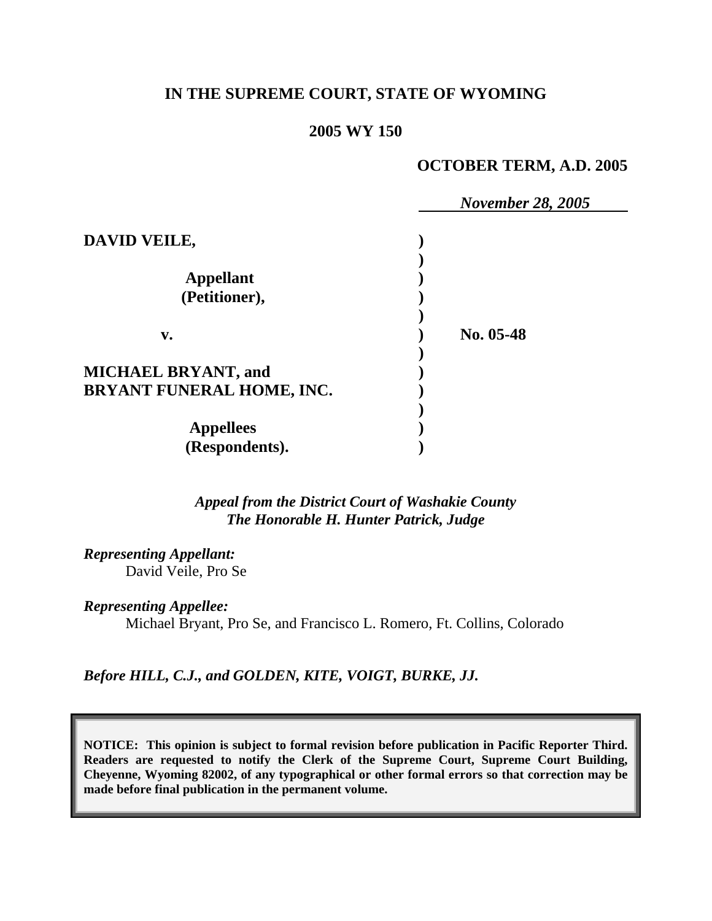**IN THE SUPREME COURT, STATE OF WYOMING**

**2005 WY 150**

**OCTOBER TERM, A.D. 2005**

***November 28, 2005***

| | | |
|---|---|---|
| **DAVID VEILE,** | ) | |
| | ) | |
| **Appellant** | ) | |
| **(Petitioner),** | ) | |
| | ) | |
| **v.** | ) | **No. 05-48** |
| | ) | |
| **MICHAEL BRYANT, and** | ) | |
| **BRYANT FUNERAL HOME, INC.** | ) | |
| | ) | |
| **Appellees** | ) | |
| **(Respondents).** | ) | |

*Appeal from the District Court of Washakie County*
*The Honorable H. Hunter Patrick, Judge*

*Representing Appellant:*
David Veile, Pro Se

*Representing Appellee:*
Michael Bryant, Pro Se, and Francisco L. Romero, Ft. Collins, Colorado

*Before HILL, C.J., and GOLDEN, KITE, VOIGT, BURKE, JJ.*

**NOTICE: This opinion is subject to formal revision before publication in Pacific Reporter Third. Readers are requested to notify the Clerk of the Supreme Court, Supreme Court Building, Cheyenne, Wyoming 82002, of any typographical or other formal errors so that correction may be made before final publication in the permanent volume.**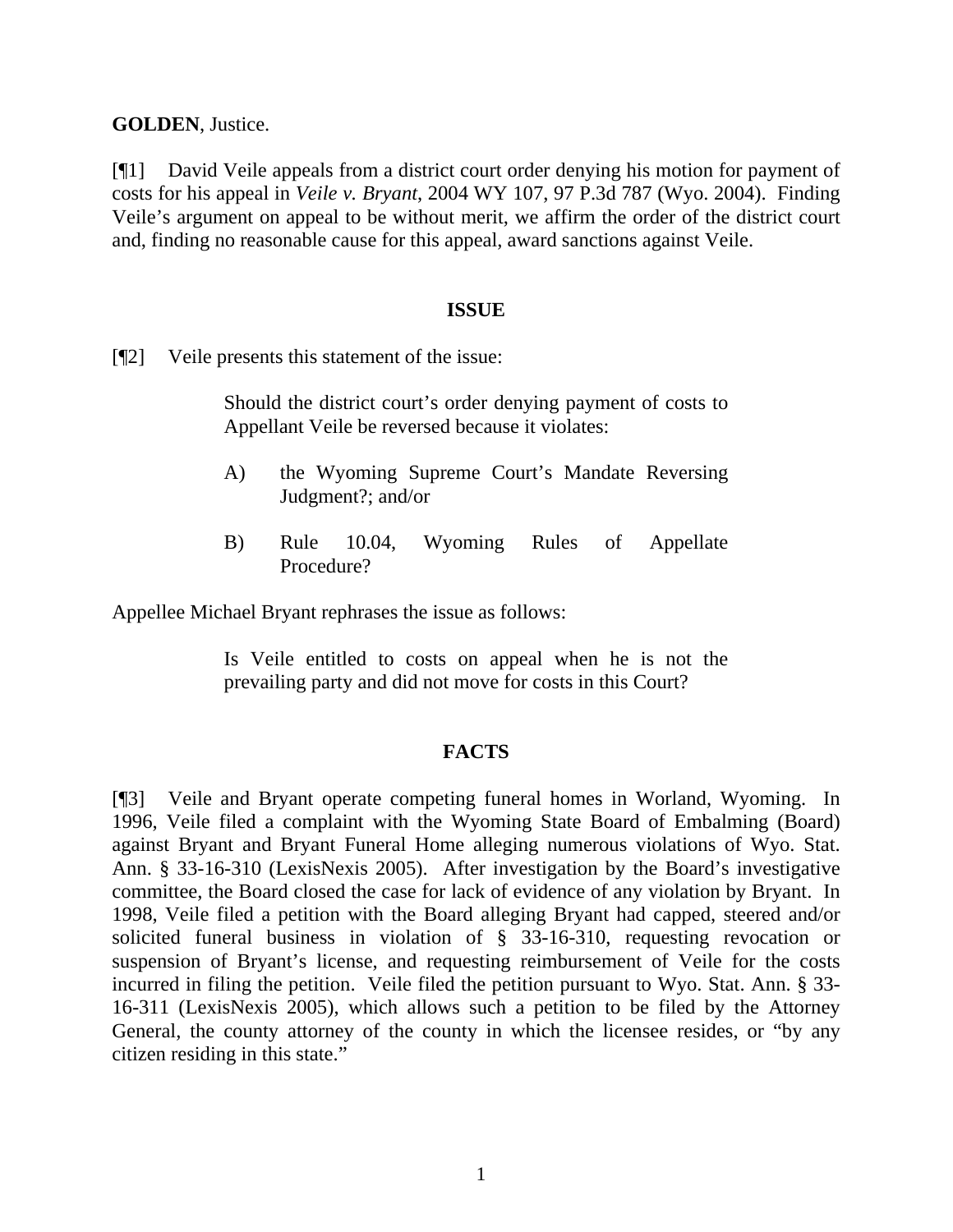**GOLDEN**, Justice.

[¶1] David Veile appeals from a district court order denying his motion for payment of costs for his appeal in *Veile v. Bryant*, 2004 WY 107, 97 P.3d 787 (Wyo. 2004). Finding Veile's argument on appeal to be without merit, we affirm the order of the district court and, finding no reasonable cause for this appeal, award sanctions against Veile.

## ISSUE

[¶2] Veile presents this statement of the issue:

> Should the district court's order denying payment of costs to Appellant Veile be reversed because it violates:
>
> A) the Wyoming Supreme Court's Mandate Reversing Judgment?; and/or
>
> B) Rule 10.04, Wyoming Rules of Appellate Procedure?

Appellee Michael Bryant rephrases the issue as follows:

> Is Veile entitled to costs on appeal when he is not the prevailing party and did not move for costs in this Court?

## FACTS

[¶3] Veile and Bryant operate competing funeral homes in Worland, Wyoming. In 1996, Veile filed a complaint with the Wyoming State Board of Embalming (Board) against Bryant and Bryant Funeral Home alleging numerous violations of Wyo. Stat. Ann. § 33-16-310 (LexisNexis 2005). After investigation by the Board's investigative committee, the Board closed the case for lack of evidence of any violation by Bryant. In 1998, Veile filed a petition with the Board alleging Bryant had capped, steered and/or solicited funeral business in violation of § 33-16-310, requesting revocation or suspension of Bryant's license, and requesting reimbursement of Veile for the costs incurred in filing the petition. Veile filed the petition pursuant to Wyo. Stat. Ann. § 33-16-311 (LexisNexis 2005), which allows such a petition to be filed by the Attorney General, the county attorney of the county in which the licensee resides, or "by any citizen residing in this state."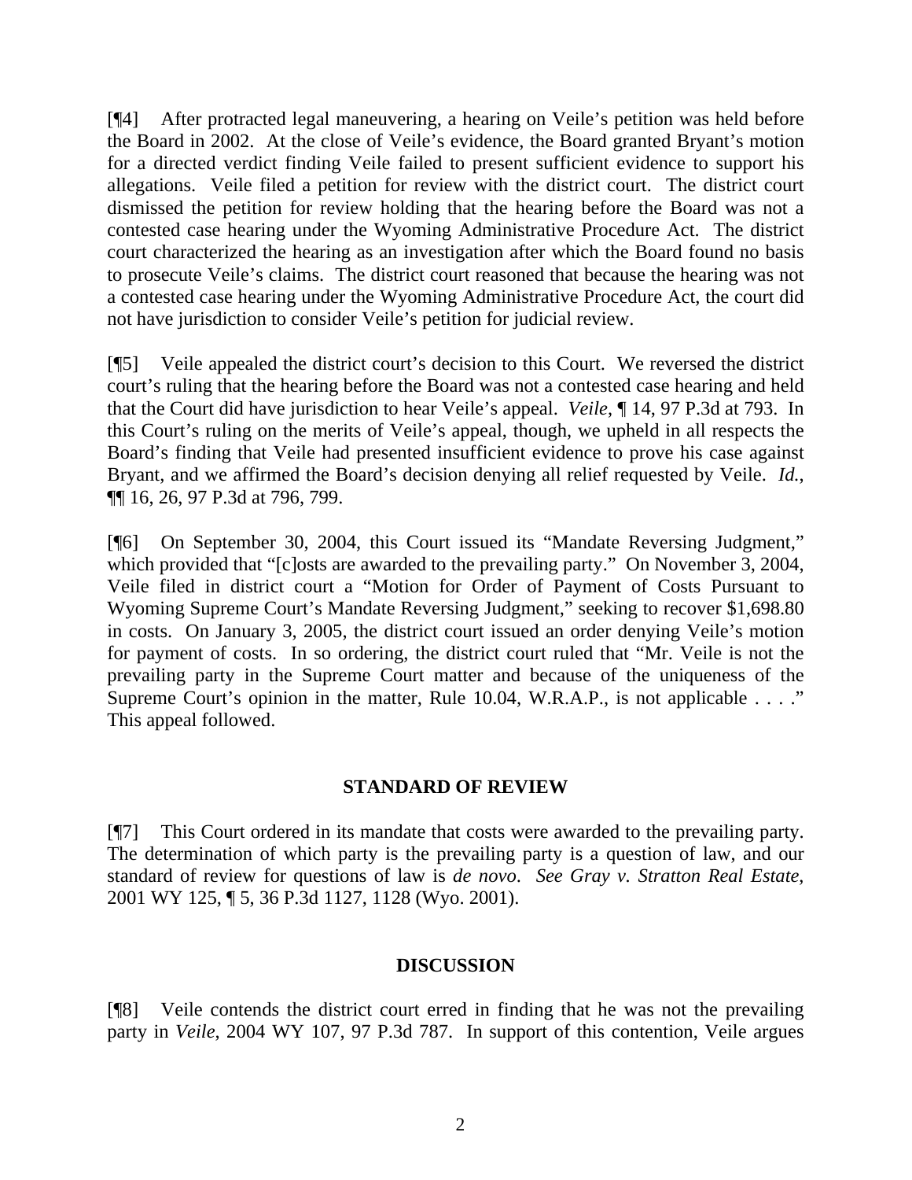[¶4] After protracted legal maneuvering, a hearing on Veile's petition was held before the Board in 2002. At the close of Veile's evidence, the Board granted Bryant's motion for a directed verdict finding Veile failed to present sufficient evidence to support his allegations. Veile filed a petition for review with the district court. The district court dismissed the petition for review holding that the hearing before the Board was not a contested case hearing under the Wyoming Administrative Procedure Act. The district court characterized the hearing as an investigation after which the Board found no basis to prosecute Veile's claims. The district court reasoned that because the hearing was not a contested case hearing under the Wyoming Administrative Procedure Act, the court did not have jurisdiction to consider Veile's petition for judicial review.

[¶5] Veile appealed the district court's decision to this Court. We reversed the district court's ruling that the hearing before the Board was not a contested case hearing and held that the Court did have jurisdiction to hear Veile's appeal. *Veile*, ¶ 14, 97 P.3d at 793. In this Court's ruling on the merits of Veile's appeal, though, we upheld in all respects the Board's finding that Veile had presented insufficient evidence to prove his case against Bryant, and we affirmed the Board's decision denying all relief requested by Veile. *Id.*, ¶¶ 16, 26, 97 P.3d at 796, 799.

[¶6] On September 30, 2004, this Court issued its "Mandate Reversing Judgment," which provided that "[c]osts are awarded to the prevailing party." On November 3, 2004, Veile filed in district court a "Motion for Order of Payment of Costs Pursuant to Wyoming Supreme Court's Mandate Reversing Judgment," seeking to recover $1,698.80 in costs. On January 3, 2005, the district court issued an order denying Veile's motion for payment of costs. In so ordering, the district court ruled that "Mr. Veile is not the prevailing party in the Supreme Court matter and because of the uniqueness of the Supreme Court's opinion in the matter, Rule 10.04, W.R.A.P., is not applicable . . . ." This appeal followed.

## STANDARD OF REVIEW

[¶7] This Court ordered in its mandate that costs were awarded to the prevailing party. The determination of which party is the prevailing party is a question of law, and our standard of review for questions of law is *de novo*. *See Gray v. Stratton Real Estate*, 2001 WY 125, ¶ 5, 36 P.3d 1127, 1128 (Wyo. 2001).

## DISCUSSION

[¶8] Veile contends the district court erred in finding that he was not the prevailing party in *Veile*, 2004 WY 107, 97 P.3d 787. In support of this contention, Veile argues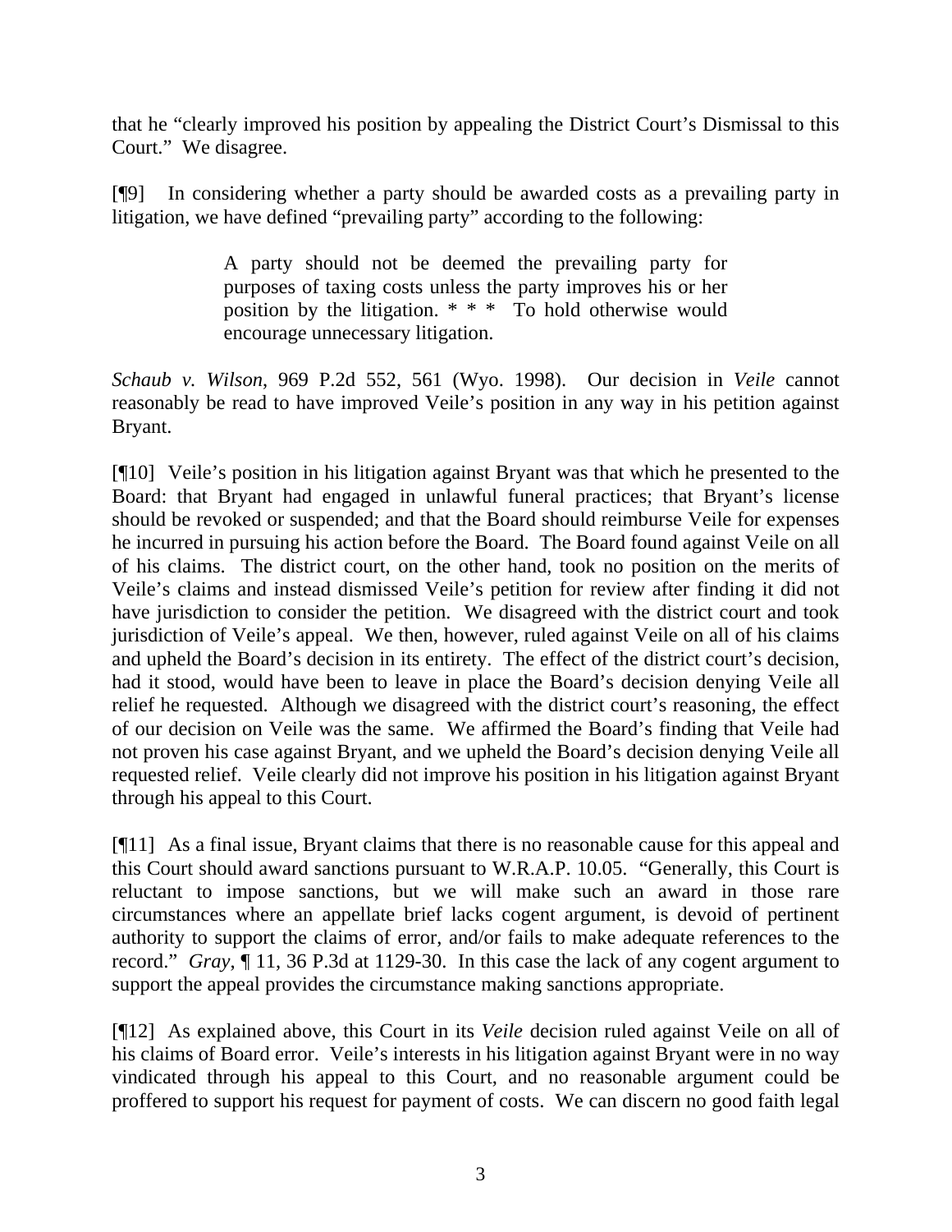that he "clearly improved his position by appealing the District Court's Dismissal to this Court." We disagree.

[¶9] In considering whether a party should be awarded costs as a prevailing party in litigation, we have defined "prevailing party" according to the following:

> A party should not be deemed the prevailing party for purposes of taxing costs unless the party improves his or her position by the litigation. * * * To hold otherwise would encourage unnecessary litigation.

*Schaub v. Wilson*, 969 P.2d 552, 561 (Wyo. 1998). Our decision in *Veile* cannot reasonably be read to have improved Veile's position in any way in his petition against Bryant.

[¶10] Veile's position in his litigation against Bryant was that which he presented to the Board: that Bryant had engaged in unlawful funeral practices; that Bryant's license should be revoked or suspended; and that the Board should reimburse Veile for expenses he incurred in pursuing his action before the Board. The Board found against Veile on all of his claims. The district court, on the other hand, took no position on the merits of Veile's claims and instead dismissed Veile's petition for review after finding it did not have jurisdiction to consider the petition. We disagreed with the district court and took jurisdiction of Veile's appeal. We then, however, ruled against Veile on all of his claims and upheld the Board's decision in its entirety. The effect of the district court's decision, had it stood, would have been to leave in place the Board's decision denying Veile all relief he requested. Although we disagreed with the district court's reasoning, the effect of our decision on Veile was the same. We affirmed the Board's finding that Veile had not proven his case against Bryant, and we upheld the Board's decision denying Veile all requested relief. Veile clearly did not improve his position in his litigation against Bryant through his appeal to this Court.

[¶11] As a final issue, Bryant claims that there is no reasonable cause for this appeal and this Court should award sanctions pursuant to W.R.A.P. 10.05. "Generally, this Court is reluctant to impose sanctions, but we will make such an award in those rare circumstances where an appellate brief lacks cogent argument, is devoid of pertinent authority to support the claims of error, and/or fails to make adequate references to the record." *Gray*, ¶ 11, 36 P.3d at 1129-30. In this case the lack of any cogent argument to support the appeal provides the circumstance making sanctions appropriate.

[¶12] As explained above, this Court in its *Veile* decision ruled against Veile on all of his claims of Board error. Veile's interests in his litigation against Bryant were in no way vindicated through his appeal to this Court, and no reasonable argument could be proffered to support his request for payment of costs. We can discern no good faith legal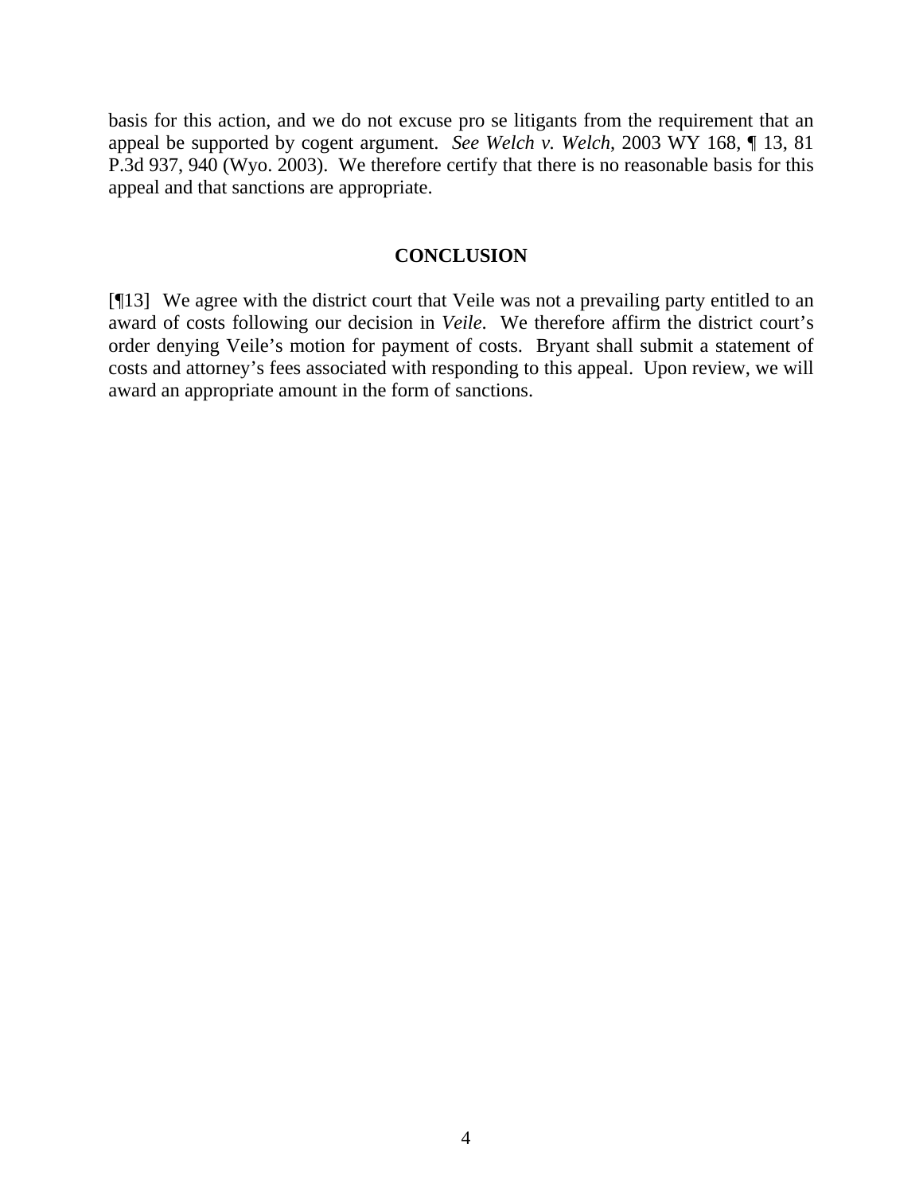basis for this action, and we do not excuse pro se litigants from the requirement that an appeal be supported by cogent argument. *See Welch v. Welch*, 2003 WY 168, ¶ 13, 81 P.3d 937, 940 (Wyo. 2003). We therefore certify that there is no reasonable basis for this appeal and that sanctions are appropriate.

## CONCLUSION

[¶13] We agree with the district court that Veile was not a prevailing party entitled to an award of costs following our decision in *Veile*. We therefore affirm the district court's order denying Veile's motion for payment of costs. Bryant shall submit a statement of costs and attorney's fees associated with responding to this appeal. Upon review, we will award an appropriate amount in the form of sanctions.